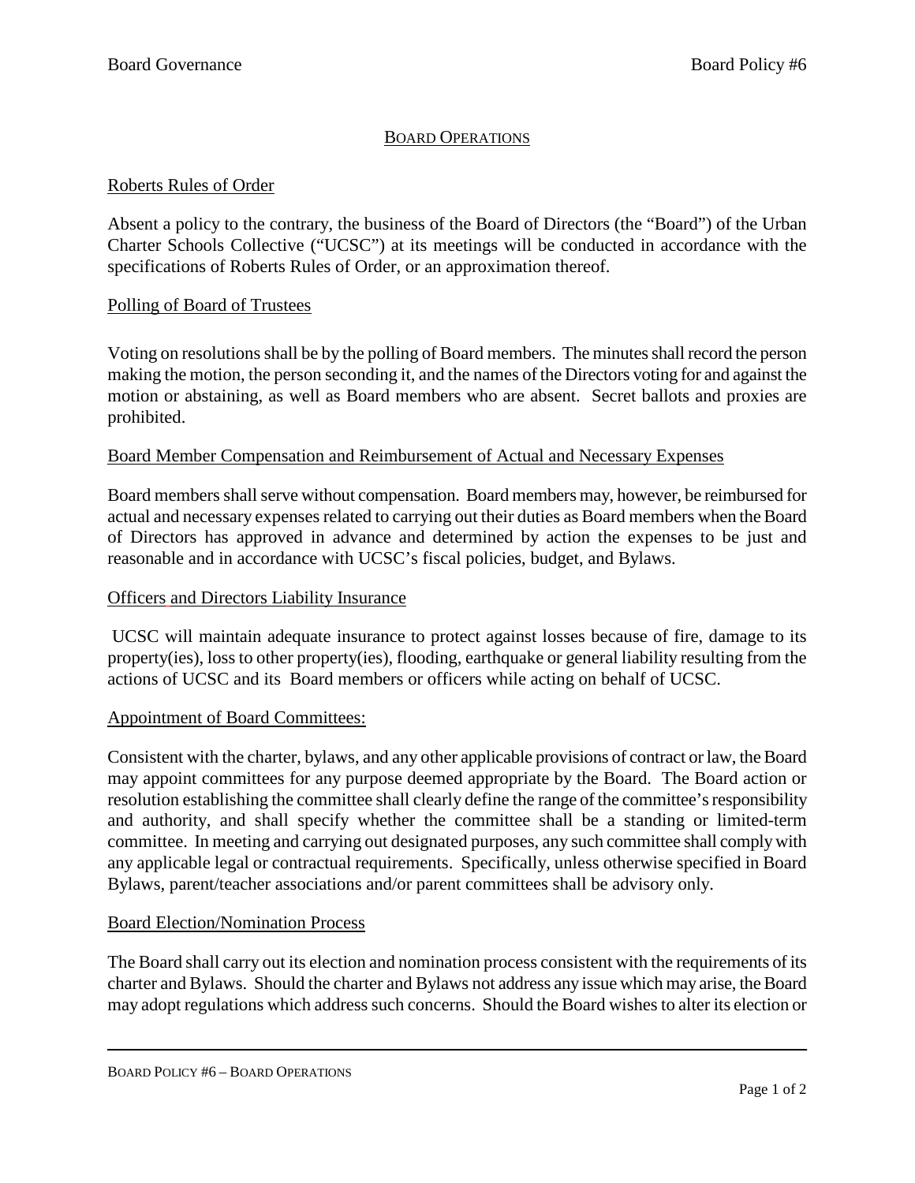# BOARD OPERATIONS

## Roberts Rules of Order

Absent a policy to the contrary, the business of the Board of Directors (the "Board") of the Urban Charter Schools Collective ("UCSC") at its meetings will be conducted in accordance with the specifications of Roberts Rules of Order, or an approximation thereof.

## Polling of Board of Trustees

Voting on resolutions shall be by the polling of Board members. The minutes shall record the person making the motion, the person seconding it, and the names of the Directors voting for and against the motion or abstaining, as well as Board members who are absent. Secret ballots and proxies are prohibited.

## Board Member Compensation and Reimbursement of Actual and Necessary Expenses

Board members shall serve without compensation. Board members may, however, be reimbursed for actual and necessary expenses related to carrying out their duties as Board members when the Board of Directors has approved in advance and determined by action the expenses to be just and reasonable and in accordance with UCSC's fiscal policies, budget, and Bylaws.

## Officers and Directors Liability Insurance

UCSC will maintain adequate insurance to protect against losses because of fire, damage to its property(ies), loss to other property(ies), flooding, earthquake or general liability resulting from the actions of UCSC and its Board members or officers while acting on behalf of UCSC.

## Appointment of Board Committees:

Consistent with the charter, bylaws, and any other applicable provisions of contract or law, the Board may appoint committees for any purpose deemed appropriate by the Board. The Board action or resolution establishing the committee shall clearly define the range of the committee's responsibility and authority, and shall specify whether the committee shall be a standing or limited-term committee. In meeting and carrying out designated purposes, any such committee shall comply with any applicable legal or contractual requirements. Specifically, unless otherwise specified in Board Bylaws, parent/teacher associations and/or parent committees shall be advisory only.

## Board Election/Nomination Process

The Board shall carry out its election and nomination process consistent with the requirements of its charter and Bylaws. Should the charter and Bylaws not address any issue which may arise, the Board may adopt regulations which address such concerns. Should the Board wishes to alter its election or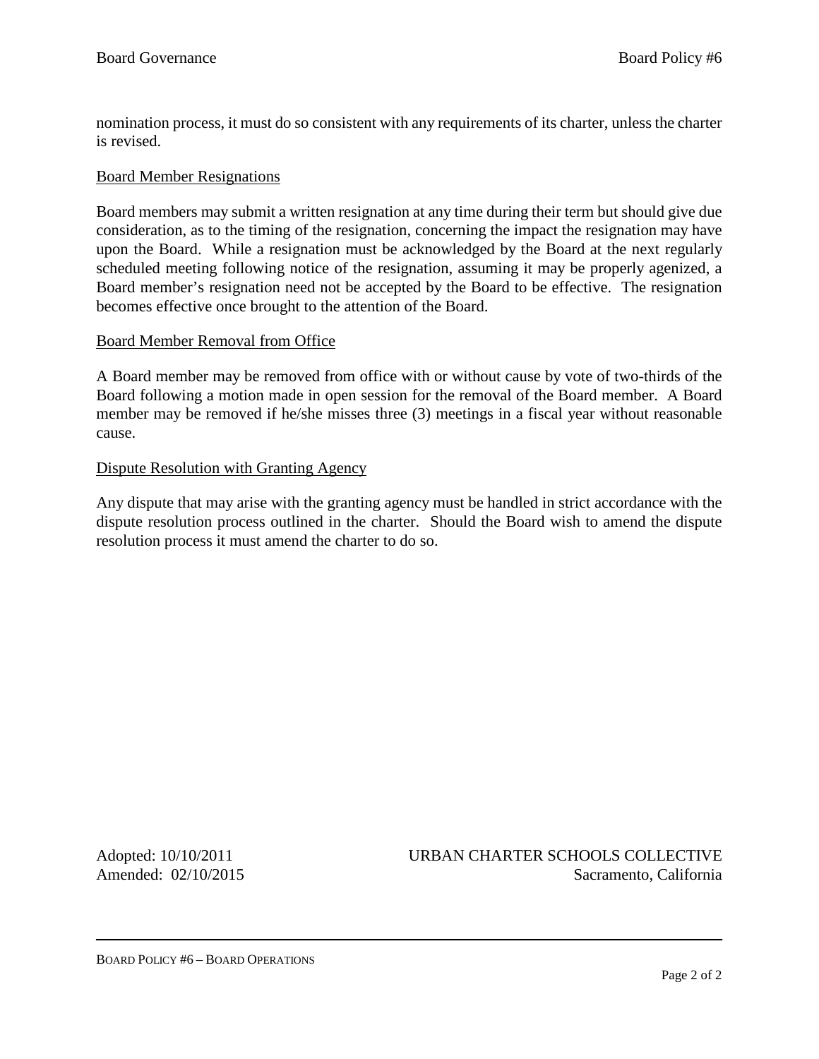nomination process, it must do so consistent with any requirements of its charter, unless the charter is revised.

## Board Member Resignations

Board members may submit a written resignation at any time during their term but should give due consideration, as to the timing of the resignation, concerning the impact the resignation may have upon the Board. While a resignation must be acknowledged by the Board at the next regularly scheduled meeting following notice of the resignation, assuming it may be properly agenized, a Board member's resignation need not be accepted by the Board to be effective. The resignation becomes effective once brought to the attention of the Board.

## Board Member Removal from Office

A Board member may be removed from office with or without cause by vote of two-thirds of the Board following a motion made in open session for the removal of the Board member. A Board member may be removed if he/she misses three (3) meetings in a fiscal year without reasonable cause.

## Dispute Resolution with Granting Agency

Any dispute that may arise with the granting agency must be handled in strict accordance with the dispute resolution process outlined in the charter. Should the Board wish to amend the dispute resolution process it must amend the charter to do so.

Adopted: 10/10/2011
Amended: 02/10/2015

URBAN CHARTER SCHOOLS COLLECTIVE
Sacramento, California